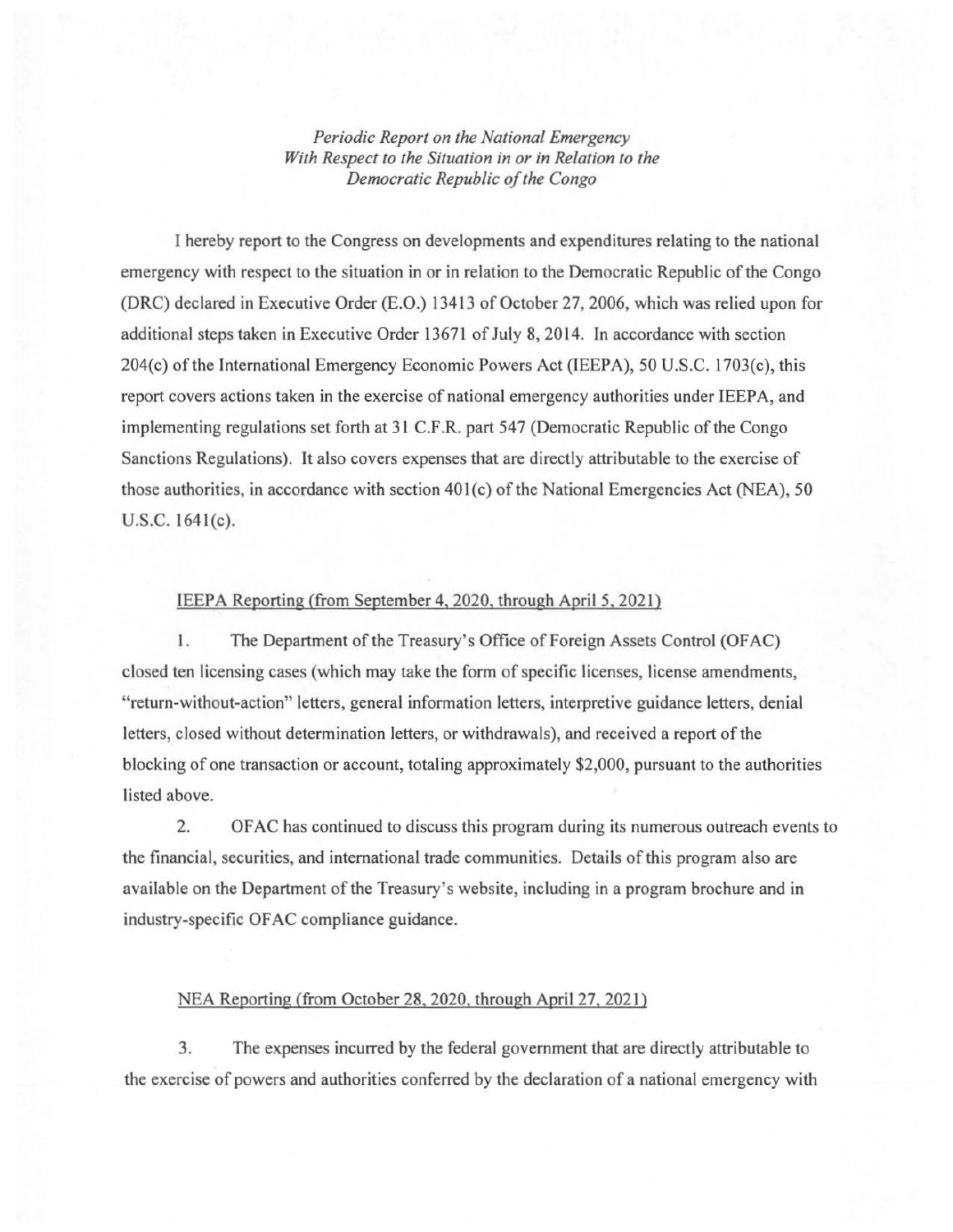*Periodic Report on the National Emergency*
*With Respect to the Situation in or in Relation to the*
*Democratic Republic of the Congo*

I hereby report to the Congress on developments and expenditures relating to the national emergency with respect to the situation in or in relation to the Democratic Republic of the Congo (DRC) declared in Executive Order (E.O.) 13413 of October 27, 2006, which was relied upon for additional steps taken in Executive Order 13671 of July 8, 2014. In accordance with section 204(c) of the International Emergency Economic Powers Act (IEEPA), 50 U.S.C. 1703(c), this report covers actions taken in the exercise of national emergency authorities under IEEPA, and implementing regulations set forth at 31 C.F.R. part 547 (Democratic Republic of the Congo Sanctions Regulations). It also covers expenses that are directly attributable to the exercise of those authorities, in accordance with section 401(c) of the National Emergencies Act (NEA), 50 U.S.C. 1641(c).

<u>IEEPA Reporting (from September 4, 2020, through April 5, 2021)</u>

1. The Department of the Treasury's Office of Foreign Assets Control (OFAC) closed ten licensing cases (which may take the form of specific licenses, license amendments, "return-without-action" letters, general information letters, interpretive guidance letters, denial letters, closed without determination letters, or withdrawals), and received a report of the blocking of one transaction or account, totaling approximately $2,000, pursuant to the authorities listed above.

2. OFAC has continued to discuss this program during its numerous outreach events to the financial, securities, and international trade communities. Details of this program also are available on the Department of the Treasury's website, including in a program brochure and in industry-specific OFAC compliance guidance.

<u>NEA Reporting (from October 28, 2020, through April 27, 2021)</u>

3. The expenses incurred by the federal government that are directly attributable to the exercise of powers and authorities conferred by the declaration of a national emergency with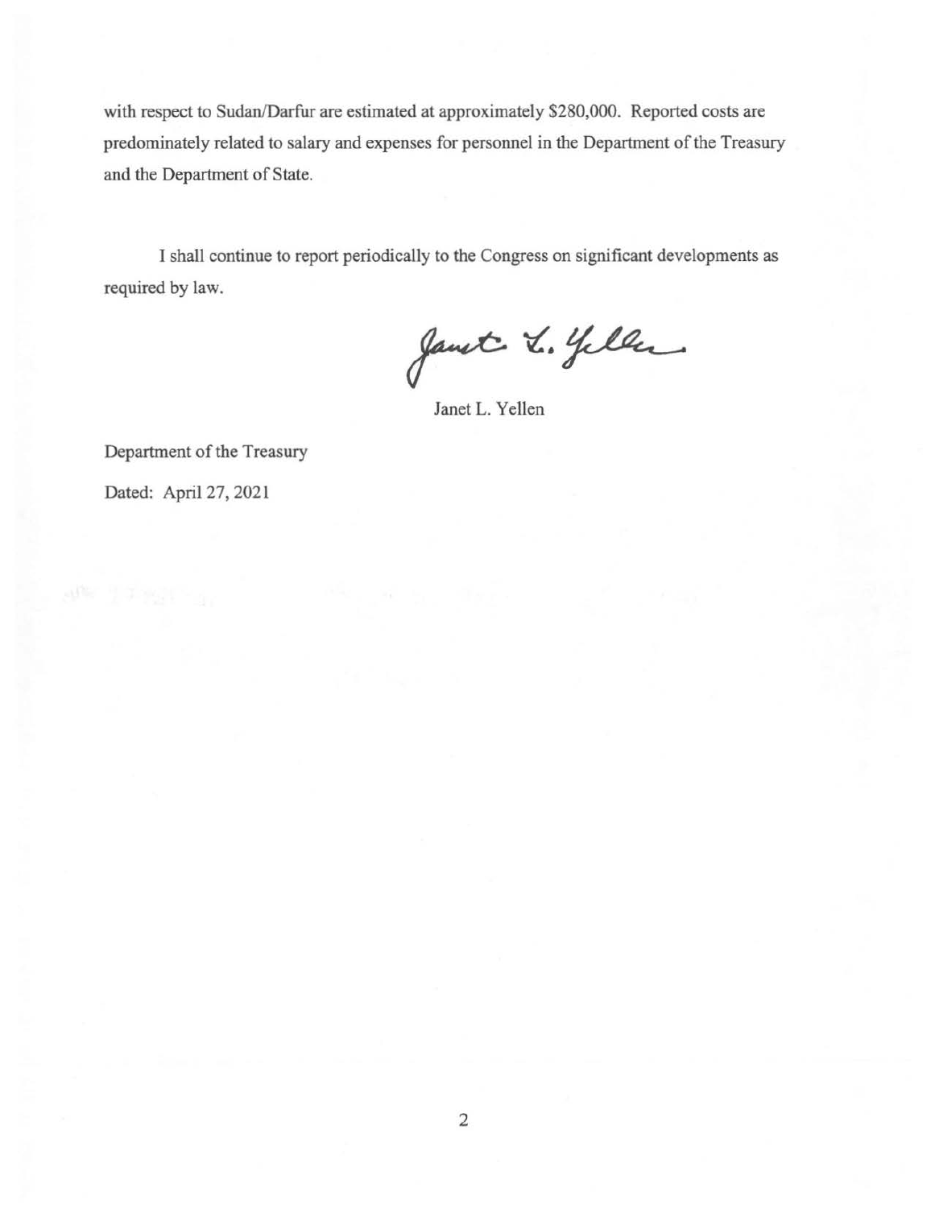with respect to Sudan/Darfur are estimated at approximately $280,000. Reported costs are predominately related to salary and expenses for personnel in the Department of the Treasury and the Department of State.

I shall continue to report periodically to the Congress on significant developments as required by law.

Janet L. Yellen

Department of the Treasury

Dated: April 27, 2021